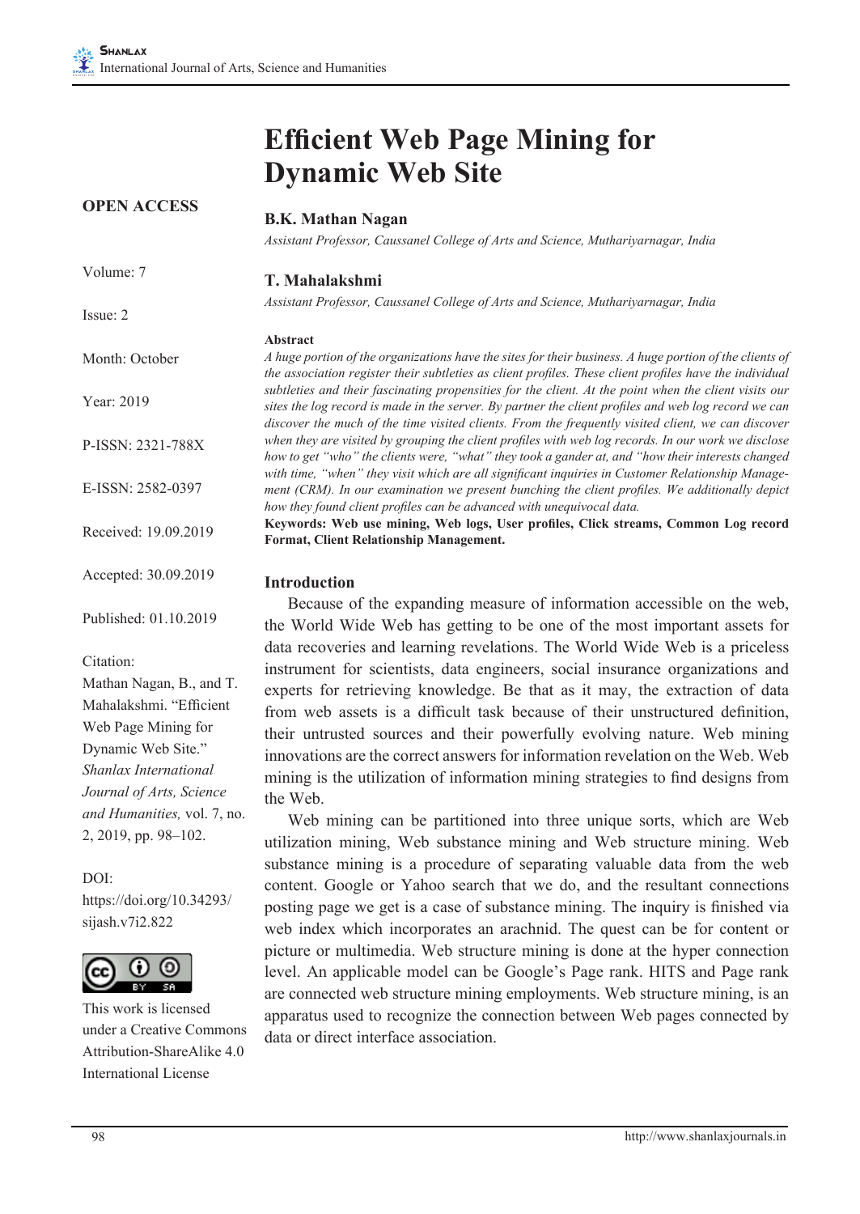# Efficient Web Page Mining for Dynamic Web Site

**OPEN ACCESS**

Volume: 7

Issue: 2

Month: October

Year: 2019

P-ISSN: 2321-788X

E-ISSN: 2582-0397

Received: 19.09.2019

Accepted: 30.09.2019

Published: 01.10.2019

Citation:
Mathan Nagan, B., and T. Mahalakshmi. "Efficient Web Page Mining for Dynamic Web Site." *Shanlax International Journal of Arts, Science and Humanities,* vol. 7, no. 2, 2019, pp. 98–102.

DOI:
https://doi.org/10.34293/sijash.v7i2.822

This work is licensed under a Creative Commons Attribution-ShareAlike 4.0 International License

**B.K. Mathan Nagan**

*Assistant Professor, Caussanel College of Arts and Science, Muthariyarnagar, India*

**T. Mahalakshmi**

*Assistant Professor, Caussanel College of Arts and Science, Muthariyarnagar, India*

**Abstract**

*A huge portion of the organizations have the sites for their business. A huge portion of the clients of the association register their subtleties as client profiles. These client profiles have the individual subtleties and their fascinating propensities for the client. At the point when the client visits our sites the log record is made in the server. By partner the client profiles and web log record we can discover the much of the time visited clients. From the frequently visited client, we can discover when they are visited by grouping the client profiles with web log records. In our work we disclose how to get "who" the clients were, "what" they took a gander at, and "how their interests changed with time, "when" they visit which are all significant inquiries in Customer Relationship Management (CRM). In our examination we present bunching the client profiles. We additionally depict how they found client profiles can be advanced with unequivocal data.*

**Keywords: Web use mining, Web logs, User profiles, Click streams, Common Log record Format, Client Relationship Management.**

## Introduction

Because of the expanding measure of information accessible on the web, the World Wide Web has getting to be one of the most important assets for data recoveries and learning revelations. The World Wide Web is a priceless instrument for scientists, data engineers, social insurance organizations and experts for retrieving knowledge. Be that as it may, the extraction of data from web assets is a difficult task because of their unstructured definition, their untrusted sources and their powerfully evolving nature. Web mining innovations are the correct answers for information revelation on the Web. Web mining is the utilization of information mining strategies to find designs from the Web.

Web mining can be partitioned into three unique sorts, which are Web utilization mining, Web substance mining and Web structure mining. Web substance mining is a procedure of separating valuable data from the web content. Google or Yahoo search that we do, and the resultant connections posting page we get is a case of substance mining. The inquiry is finished via web index which incorporates an arachnid. The quest can be for content or picture or multimedia. Web structure mining is done at the hyper connection level. An applicable model can be Google's Page rank. HITS and Page rank are connected web structure mining employments. Web structure mining, is an apparatus used to recognize the connection between Web pages connected by data or direct interface association.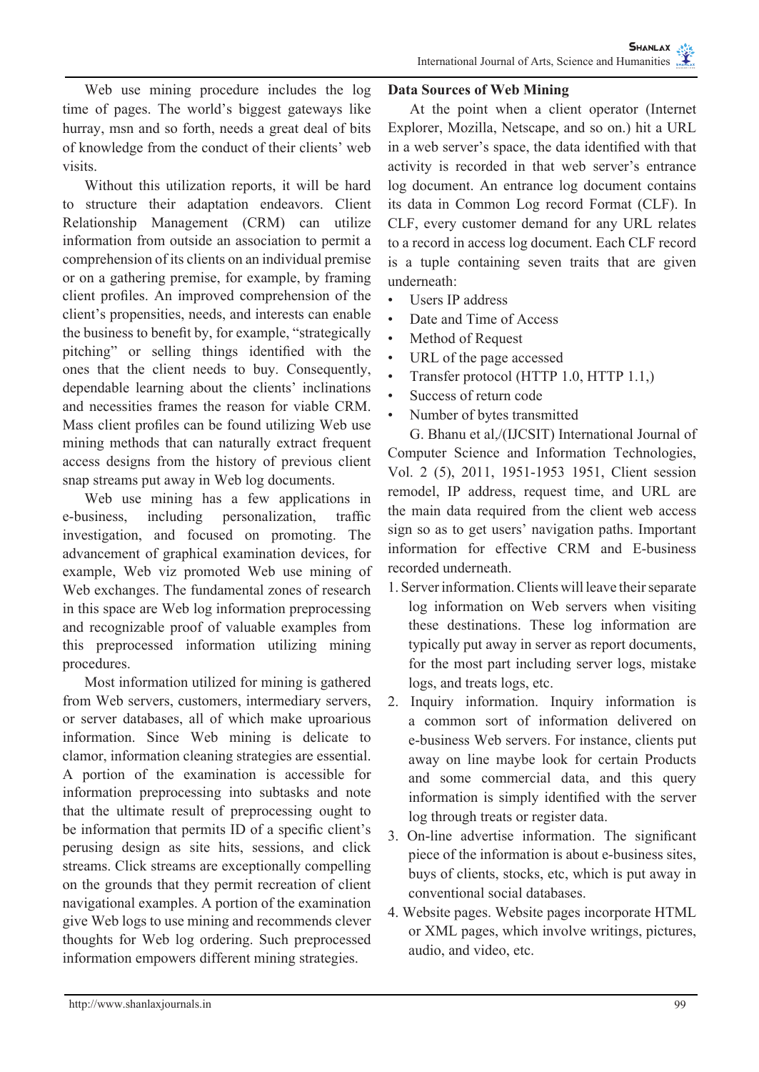Web use mining procedure includes the log time of pages. The world's biggest gateways like hurray, msn and so forth, needs a great deal of bits of knowledge from the conduct of their clients' web visits.

Without this utilization reports, it will be hard to structure their adaptation endeavors. Client Relationship Management (CRM) can utilize information from outside an association to permit a comprehension of its clients on an individual premise or on a gathering premise, for example, by framing client profiles. An improved comprehension of the client's propensities, needs, and interests can enable the business to benefit by, for example, "strategically pitching" or selling things identified with the ones that the client needs to buy. Consequently, dependable learning about the clients' inclinations and necessities frames the reason for viable CRM. Mass client profiles can be found utilizing Web use mining methods that can naturally extract frequent access designs from the history of previous client snap streams put away in Web log documents.

Web use mining has a few applications in e-business, including personalization, traffic investigation, and focused on promoting. The advancement of graphical examination devices, for example, Web viz promoted Web use mining of Web exchanges. The fundamental zones of research in this space are Web log information preprocessing and recognizable proof of valuable examples from this preprocessed information utilizing mining procedures.

Most information utilized for mining is gathered from Web servers, customers, intermediary servers, or server databases, all of which make uproarious information. Since Web mining is delicate to clamor, information cleaning strategies are essential. A portion of the examination is accessible for information preprocessing into subtasks and note that the ultimate result of preprocessing ought to be information that permits ID of a specific client's perusing design as site hits, sessions, and click streams. Click streams are exceptionally compelling on the grounds that they permit recreation of client navigational examples. A portion of the examination give Web logs to use mining and recommends clever thoughts for Web log ordering. Such preprocessed information empowers different mining strategies.

**Data Sources of Web Mining**

At the point when a client operator (Internet Explorer, Mozilla, Netscape, and so on.) hit a URL in a web server's space, the data identified with that activity is recorded in that web server's entrance log document. An entrance log document contains its data in Common Log record Format (CLF). In CLF, every customer demand for any URL relates to a record in access log document. Each CLF record is a tuple containing seven traits that are given underneath:

- Users IP address
- Date and Time of Access
- Method of Request
- URL of the page accessed
- Transfer protocol (HTTP 1.0, HTTP 1.1,)
- Success of return code
- Number of bytes transmitted

G. Bhanu et al,/(IJCSIT) International Journal of Computer Science and Information Technologies, Vol. 2 (5), 2011, 1951-1953 1951, Client session remodel, IP address, request time, and URL are the main data required from the client web access sign so as to get users' navigation paths. Important information for effective CRM and E-business recorded underneath.

1. Server information. Clients will leave their separate log information on Web servers when visiting these destinations. These log information are typically put away in server as report documents, for the most part including server logs, mistake logs, and treats logs, etc.
2. Inquiry information. Inquiry information is a common sort of information delivered on e-business Web servers. For instance, clients put away on line maybe look for certain Products and some commercial data, and this query information is simply identified with the server log through treats or register data.
3. On-line advertise information. The significant piece of the information is about e-business sites, buys of clients, stocks, etc, which is put away in conventional social databases.
4. Website pages. Website pages incorporate HTML or XML pages, which involve writings, pictures, audio, and video, etc.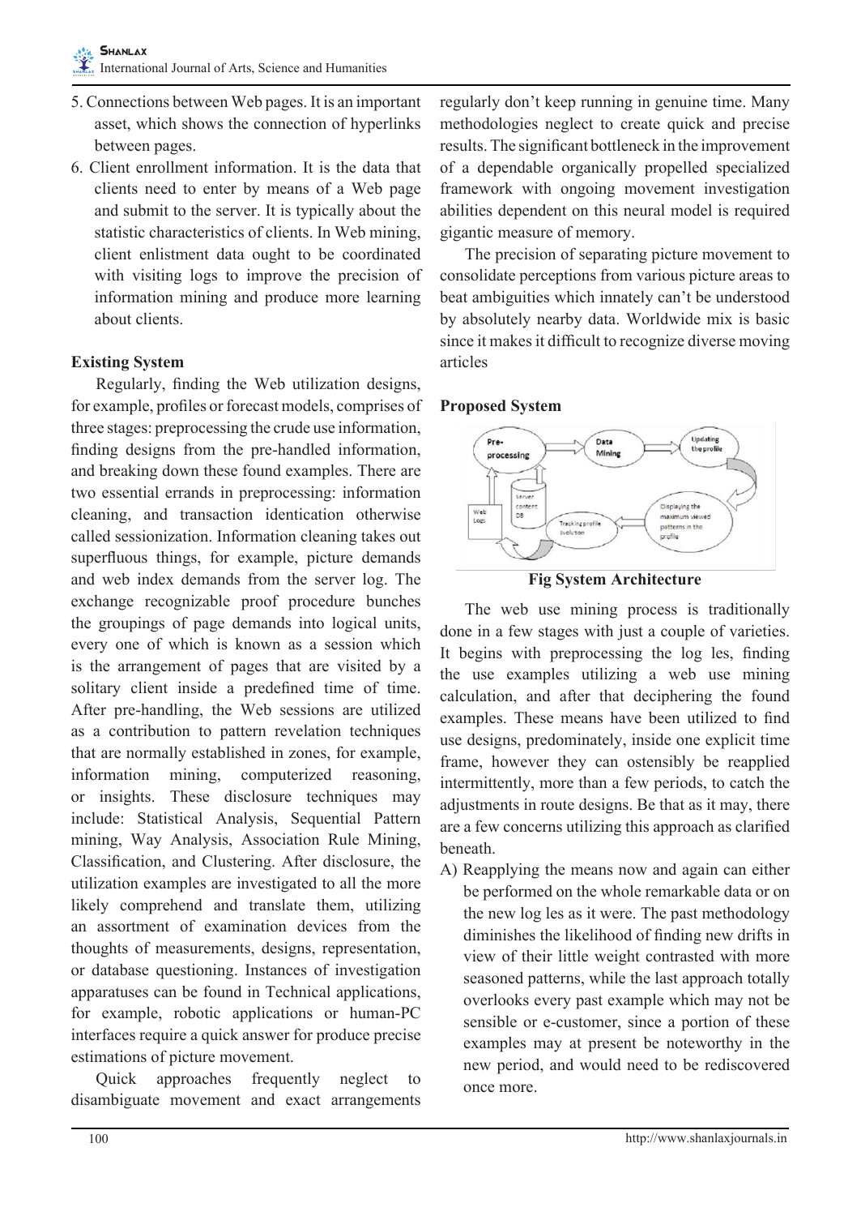5. Connections between Web pages. It is an important asset, which shows the connection of hyperlinks between pages.
6. Client enrollment information. It is the data that clients need to enter by means of a Web page and submit to the server. It is typically about the statistic characteristics of clients. In Web mining, client enlistment data ought to be coordinated with visiting logs to improve the precision of information mining and produce more learning about clients.

### Existing System

Regularly, finding the Web utilization designs, for example, profiles or forecast models, comprises of three stages: preprocessing the crude use information, finding designs from the pre-handled information, and breaking down these found examples. There are two essential errands in preprocessing: information cleaning, and transaction identication otherwise called sessionization. Information cleaning takes out superfluous things, for example, picture demands and web index demands from the server log. The exchange recognizable proof procedure bunches the groupings of page demands into logical units, every one of which is known as a session which is the arrangement of pages that are visited by a solitary client inside a predefined time of time. After pre-handling, the Web sessions are utilized as a contribution to pattern revelation techniques that are normally established in zones, for example, information mining, computerized reasoning, or insights. These disclosure techniques may include: Statistical Analysis, Sequential Pattern mining, Way Analysis, Association Rule Mining, Classification, and Clustering. After disclosure, the utilization examples are investigated to all the more likely comprehend and translate them, utilizing an assortment of examination devices from the thoughts of measurements, designs, representation, or database questioning. Instances of investigation apparatuses can be found in Technical applications, for example, robotic applications or human-PC interfaces require a quick answer for produce precise estimations of picture movement.

Quick approaches frequently neglect to disambiguate movement and exact arrangements regularly don't keep running in genuine time. Many methodologies neglect to create quick and precise results. The significant bottleneck in the improvement of a dependable organically propelled specialized framework with ongoing movement investigation abilities dependent on this neural model is required gigantic measure of memory.

The precision of separating picture movement to consolidate perceptions from various picture areas to beat ambiguities which innately can't be understood by absolutely nearby data. Worldwide mix is basic since it makes it difficult to recognize diverse moving articles

### Proposed System

Fig System Architecture

The web use mining process is traditionally done in a few stages with just a couple of varieties. It begins with preprocessing the log les, finding the use examples utilizing a web use mining calculation, and after that deciphering the found examples. These means have been utilized to find use designs, predominately, inside one explicit time frame, however they can ostensibly be reapplied intermittently, more than a few periods, to catch the adjustments in route designs. Be that as it may, there are a few concerns utilizing this approach as clarified beneath.

A) Reapplying the means now and again can either be performed on the whole remarkable data or on the new log les as it were. The past methodology diminishes the likelihood of finding new drifts in view of their little weight contrasted with more seasoned patterns, while the last approach totally overlooks every past example which may not be sensible or e-customer, since a portion of these examples may at present be noteworthy in the new period, and would need to be rediscovered once more.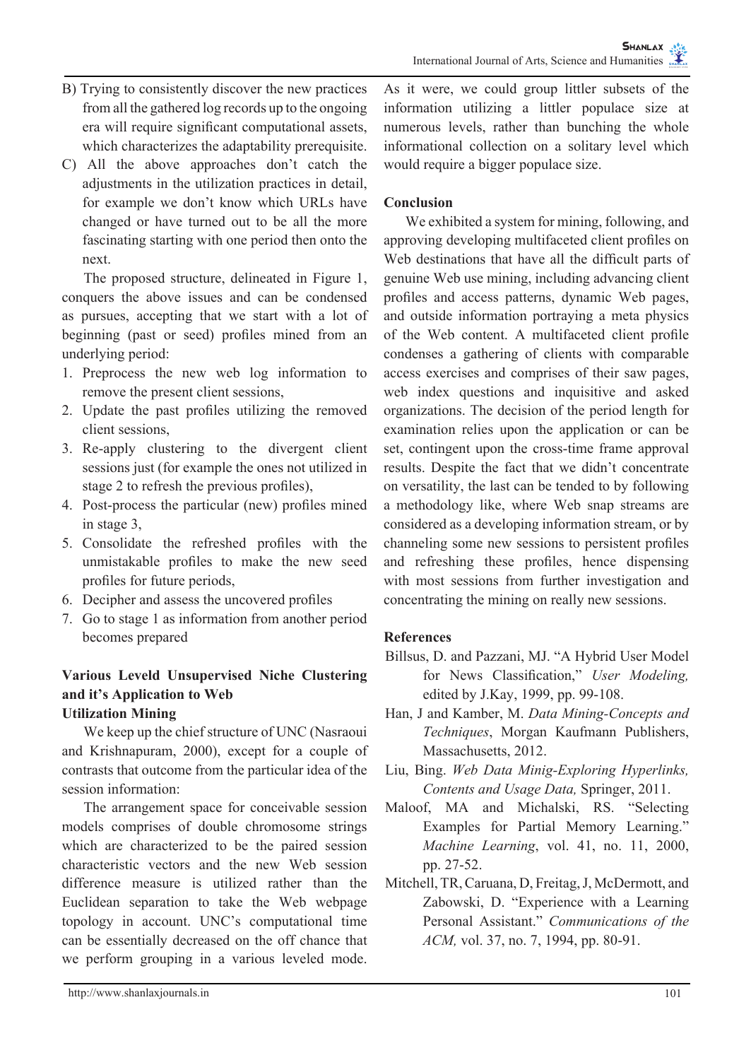B) Trying to consistently discover the new practices from all the gathered log records up to the ongoing era will require significant computational assets, which characterizes the adaptability prerequisite.

C) All the above approaches don't catch the adjustments in the utilization practices in detail, for example we don't know which URLs have changed or have turned out to be all the more fascinating starting with one period then onto the next.

The proposed structure, delineated in Figure 1, conquers the above issues and can be condensed as pursues, accepting that we start with a lot of beginning (past or seed) profiles mined from an underlying period:

1. Preprocess the new web log information to remove the present client sessions,
2. Update the past profiles utilizing the removed client sessions,
3. Re-apply clustering to the divergent client sessions just (for example the ones not utilized in stage 2 to refresh the previous profiles),
4. Post-process the particular (new) profiles mined in stage 3,
5. Consolidate the refreshed profiles with the unmistakable profiles to make the new seed profiles for future periods,
6. Decipher and assess the uncovered profiles
7. Go to stage 1 as information from another period becomes prepared

## Various Leveld Unsupervised Niche Clustering and it's Application to Web Utilization Mining

We keep up the chief structure of UNC (Nasraoui and Krishnapuram, 2000), except for a couple of contrasts that outcome from the particular idea of the session information:

The arrangement space for conceivable session models comprises of double chromosome strings which are characterized to be the paired session characteristic vectors and the new Web session difference measure is utilized rather than the Euclidean separation to take the Web webpage topology in account. UNC's computational time can be essentially decreased on the off chance that we perform grouping in a various leveled mode. As it were, we could group littler subsets of the information utilizing a littler populace size at numerous levels, rather than bunching the whole informational collection on a solitary level which would require a bigger populace size.

## Conclusion

We exhibited a system for mining, following, and approving developing multifaceted client profiles on Web destinations that have all the difficult parts of genuine Web use mining, including advancing client profiles and access patterns, dynamic Web pages, and outside information portraying a meta physics of the Web content. A multifaceted client profile condenses a gathering of clients with comparable access exercises and comprises of their saw pages, web index questions and inquisitive and asked organizations. The decision of the period length for examination relies upon the application or can be set, contingent upon the cross-time frame approval results. Despite the fact that we didn't concentrate on versatility, the last can be tended to by following a methodology like, where Web snap streams are considered as a developing information stream, or by channeling some new sessions to persistent profiles and refreshing these profiles, hence dispensing with most sessions from further investigation and concentrating the mining on really new sessions.

## References

Billsus, D. and Pazzani, MJ. "A Hybrid User Model for News Classification," *User Modeling,* edited by J.Kay, 1999, pp. 99-108.

Han, J and Kamber, M. *Data Mining-Concepts and Techniques*, Morgan Kaufmann Publishers, Massachusetts, 2012.

Liu, Bing. *Web Data Minig-Exploring Hyperlinks, Contents and Usage Data,* Springer, 2011.

Maloof, MA and Michalski, RS. "Selecting Examples for Partial Memory Learning." *Machine Learning*, vol. 41, no. 11, 2000, pp. 27-52.

Mitchell, TR, Caruana, D, Freitag, J, McDermott, and Zabowski, D. "Experience with a Learning Personal Assistant." *Communications of the ACM,* vol. 37, no. 7, 1994, pp. 80-91.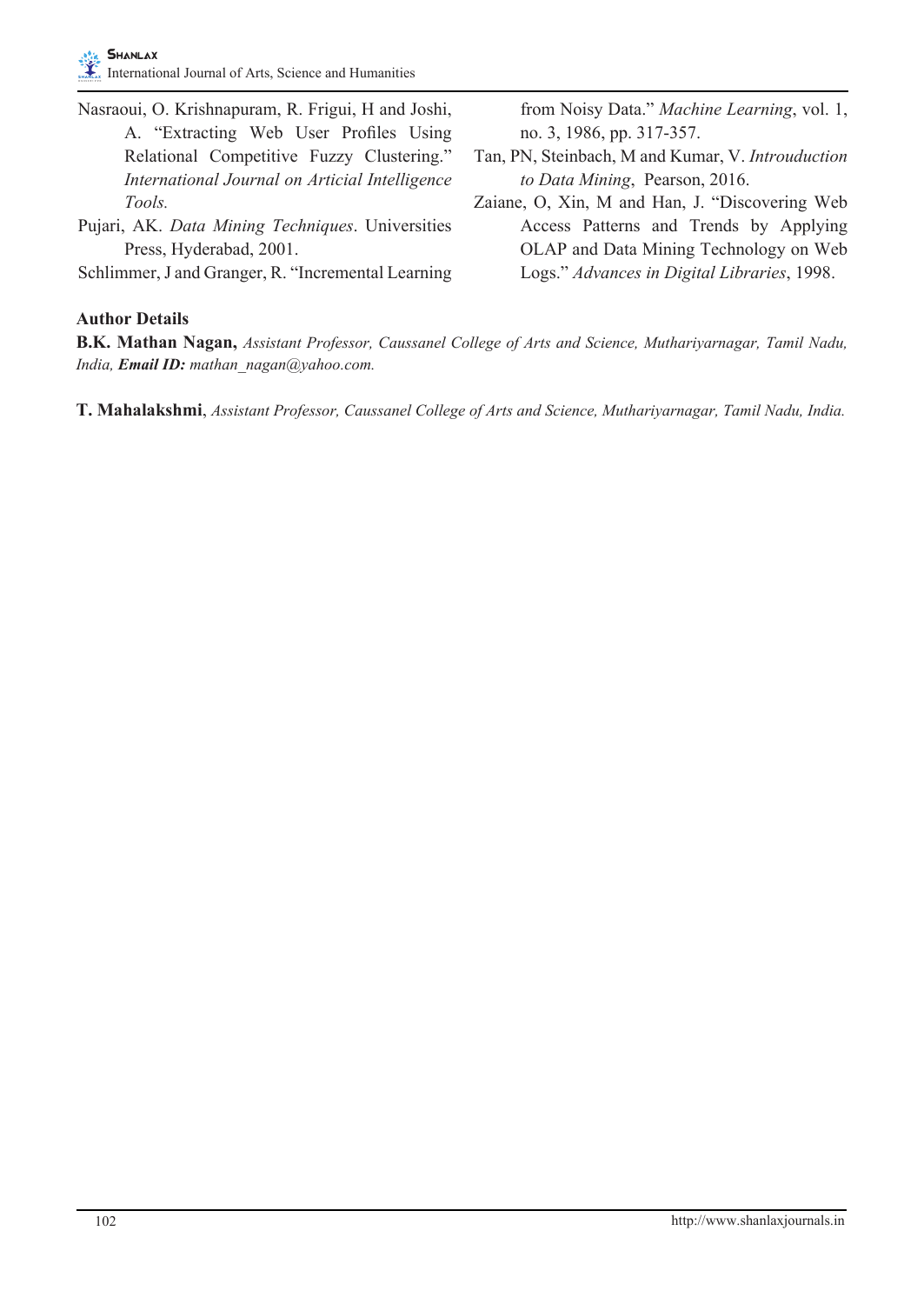Nasraoui, O. Krishnapuram, R. Frigui, H and Joshi, A. "Extracting Web User Profiles Using Relational Competitive Fuzzy Clustering." *International Journal on Articial Intelligence Tools.*

Pujari, AK. *Data Mining Techniques*. Universities Press, Hyderabad, 2001.

Schlimmer, J and Granger, R. "Incremental Learning from Noisy Data." *Machine Learning*, vol. 1, no. 3, 1986, pp. 317-357.

Tan, PN, Steinbach, M and Kumar, V. *Introuduction to Data Mining*, Pearson, 2016.

Zaiane, O, Xin, M and Han, J. "Discovering Web Access Patterns and Trends by Applying OLAP and Data Mining Technology on Web Logs." *Advances in Digital Libraries*, 1998.

**Author Details**

**B.K. Mathan Nagan,** *Assistant Professor, Caussanel College of Arts and Science, Muthariyarnagar, Tamil Nadu, India,* ***Email ID:*** *mathan_nagan@yahoo.com.*

**T. Mahalakshmi**, *Assistant Professor, Caussanel College of Arts and Science, Muthariyarnagar, Tamil Nadu, India.*